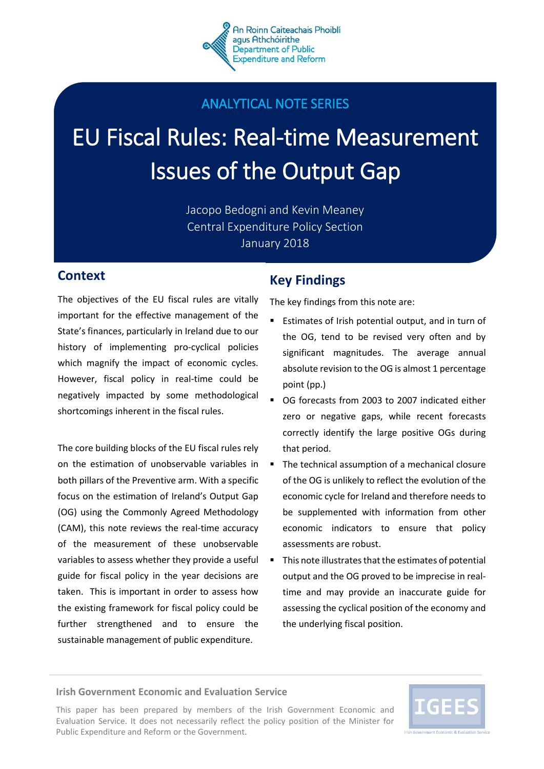An Roinn Caiteachais Phoiblí agus Athchóirithe
Department of Public Expenditure and Reform

ANALYTICAL NOTE SERIES

# EU Fiscal Rules: Real-time Measurement Issues of the Output Gap

Jacopo Bedogni and Kevin Meaney
Central Expenditure Policy Section
January 2018

## Context

The objectives of the EU fiscal rules are vitally important for the effective management of the State's finances, particularly in Ireland due to our history of implementing pro-cyclical policies which magnify the impact of economic cycles. However, fiscal policy in real-time could be negatively impacted by some methodological shortcomings inherent in the fiscal rules.

The core building blocks of the EU fiscal rules rely on the estimation of unobservable variables in both pillars of the Preventive arm. With a specific focus on the estimation of Ireland's Output Gap (OG) using the Commonly Agreed Methodology (CAM), this note reviews the real-time accuracy of the measurement of these unobservable variables to assess whether they provide a useful guide for fiscal policy in the year decisions are taken. This is important in order to assess how the existing framework for fiscal policy could be further strengthened and to ensure the sustainable management of public expenditure.

## Key Findings

The key findings from this note are:

- Estimates of Irish potential output, and in turn of the OG, tend to be revised very often and by significant magnitudes. The average annual absolute revision to the OG is almost 1 percentage point (pp.)
- OG forecasts from 2003 to 2007 indicated either zero or negative gaps, while recent forecasts correctly identify the large positive OGs during that period.
- The technical assumption of a mechanical closure of the OG is unlikely to reflect the evolution of the economic cycle for Ireland and therefore needs to be supplemented with information from other economic indicators to ensure that policy assessments are robust.
- This note illustrates that the estimates of potential output and the OG proved to be imprecise in real-time and may provide an inaccurate guide for assessing the cyclical position of the economy and the underlying fiscal position.

**Irish Government Economic and Evaluation Service**

This paper has been prepared by members of the Irish Government Economic and Evaluation Service. It does not necessarily reflect the policy position of the Minister for Public Expenditure and Reform or the Government.

IGEES
Irish Government Economic & Evaluation Service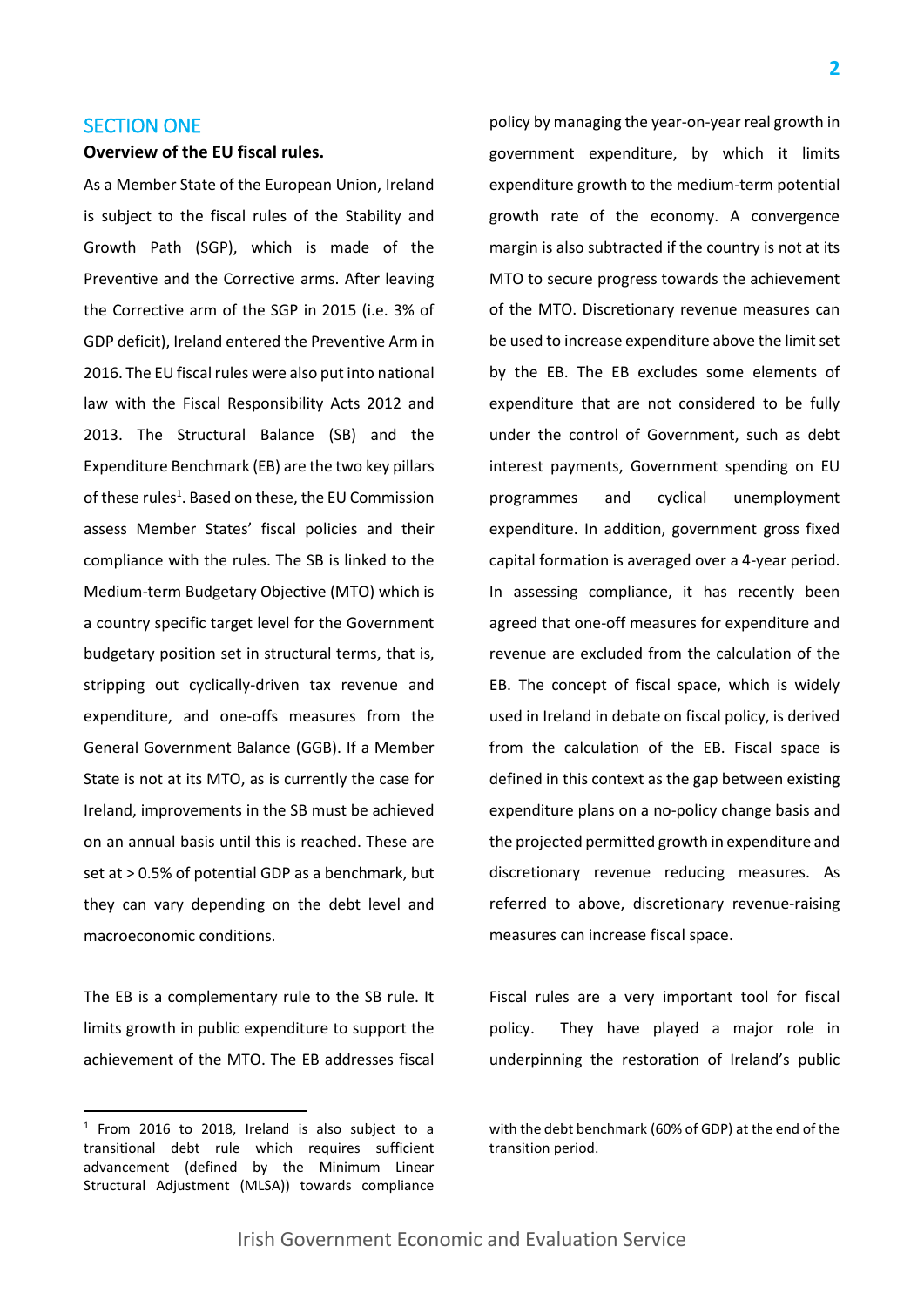## SECTION ONE

**Overview of the EU fiscal rules.**

As a Member State of the European Union, Ireland is subject to the fiscal rules of the Stability and Growth Path (SGP), which is made of the Preventive and the Corrective arms. After leaving the Corrective arm of the SGP in 2015 (i.e. 3% of GDP deficit), Ireland entered the Preventive Arm in 2016. The EU fiscal rules were also put into national law with the Fiscal Responsibility Acts 2012 and 2013. The Structural Balance (SB) and the Expenditure Benchmark (EB) are the two key pillars of these rules[1]. Based on these, the EU Commission assess Member States' fiscal policies and their compliance with the rules. The SB is linked to the Medium-term Budgetary Objective (MTO) which is a country specific target level for the Government budgetary position set in structural terms, that is, stripping out cyclically-driven tax revenue and expenditure, and one-offs measures from the General Government Balance (GGB). If a Member State is not at its MTO, as is currently the case for Ireland, improvements in the SB must be achieved on an annual basis until this is reached. These are set at > 0.5% of potential GDP as a benchmark, but they can vary depending on the debt level and macroeconomic conditions.

The EB is a complementary rule to the SB rule. It limits growth in public expenditure to support the achievement of the MTO. The EB addresses fiscal policy by managing the year-on-year real growth in government expenditure, by which it limits expenditure growth to the medium-term potential growth rate of the economy. A convergence margin is also subtracted if the country is not at its MTO to secure progress towards the achievement of the MTO. Discretionary revenue measures can be used to increase expenditure above the limit set by the EB. The EB excludes some elements of expenditure that are not considered to be fully under the control of Government, such as debt interest payments, Government spending on EU programmes and cyclical unemployment expenditure. In addition, government gross fixed capital formation is averaged over a 4-year period. In assessing compliance, it has recently been agreed that one-off measures for expenditure and revenue are excluded from the calculation of the EB. The concept of fiscal space, which is widely used in Ireland in debate on fiscal policy, is derived from the calculation of the EB. Fiscal space is defined in this context as the gap between existing expenditure plans on a no-policy change basis and the projected permitted growth in expenditure and discretionary revenue reducing measures. As referred to above, discretionary revenue-raising measures can increase fiscal space.

Fiscal rules are a very important tool for fiscal policy. They have played a major role in underpinning the restoration of Ireland's public

---

[1] From 2016 to 2018, Ireland is also subject to a transitional debt rule which requires sufficient advancement (defined by the Minimum Linear Structural Adjustment (MLSA)) towards compliance with the debt benchmark (60% of GDP) at the end of the transition period.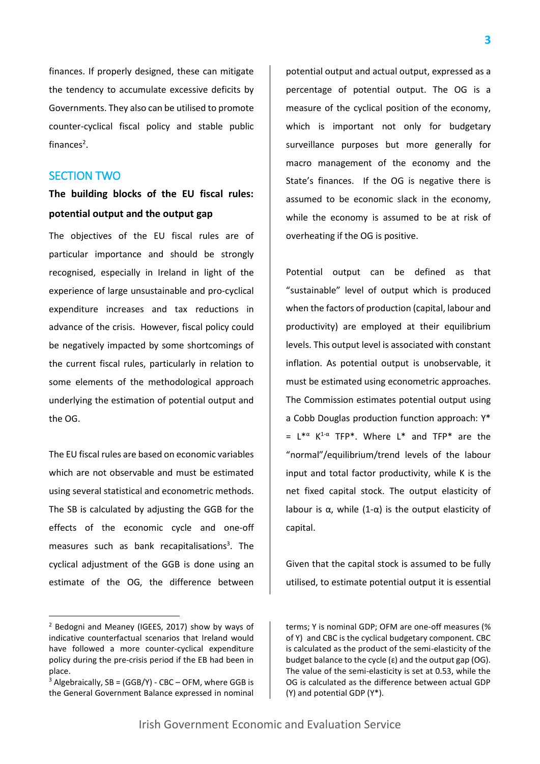finances. If properly designed, these can mitigate the tendency to accumulate excessive deficits by Governments. They also can be utilised to promote counter-cyclical fiscal policy and stable public finances[2].

## SECTION TWO

**The building blocks of the EU fiscal rules: potential output and the output gap**

The objectives of the EU fiscal rules are of particular importance and should be strongly recognised, especially in Ireland in light of the experience of large unsustainable and pro-cyclical expenditure increases and tax reductions in advance of the crisis. However, fiscal policy could be negatively impacted by some shortcomings of the current fiscal rules, particularly in relation to some elements of the methodological approach underlying the estimation of potential output and the OG.

The EU fiscal rules are based on economic variables which are not observable and must be estimated using several statistical and econometric methods. The SB is calculated by adjusting the GGB for the effects of the economic cycle and one-off measures such as bank recapitalisations[3]. The cyclical adjustment of the GGB is done using an estimate of the OG, the difference between potential output and actual output, expressed as a percentage of potential output. The OG is a measure of the cyclical position of the economy, which is important not only for budgetary surveillance purposes but more generally for macro management of the economy and the State's finances. If the OG is negative there is assumed to be economic slack in the economy, while the economy is assumed to be at risk of overheating if the OG is positive.

Potential output can be defined as that "sustainable" level of output which is produced when the factors of production (capital, labour and productivity) are employed at their equilibrium levels. This output level is associated with constant inflation. As potential output is unobservable, it must be estimated using econometric approaches. The Commission estimates potential output using a Cobb Douglas production function approach: $Y^* = L^{*\alpha} K^{1-\alpha} TFP^*$. Where $L^*$ and $TFP^*$ are the "normal"/equilibrium/trend levels of the labour input and total factor productivity, while K is the net fixed capital stock. The output elasticity of labour is $\alpha$, while $(1-\alpha)$ is the output elasticity of capital.

Given that the capital stock is assumed to be fully utilised, to estimate potential output it is essential

---

[2] Bedogni and Meaney (IGEES, 2017) show by ways of indicative counterfactual scenarios that Ireland would have followed a more counter-cyclical expenditure policy during the pre-crisis period if the EB had been in place.

[3] Algebraically, $SB = (GGB/Y) - CBC - OFM$, where GGB is the General Government Balance expressed in nominal terms; Y is nominal GDP; OFM are one-off measures (% of Y) and CBC is the cyclical budgetary component. CBC is calculated as the product of the semi-elasticity of the budget balance to the cycle ($\varepsilon$) and the output gap (OG). The value of the semi-elasticity is set at 0.53, while the OG is calculated as the difference between actual GDP (Y) and potential GDP ($Y^*$).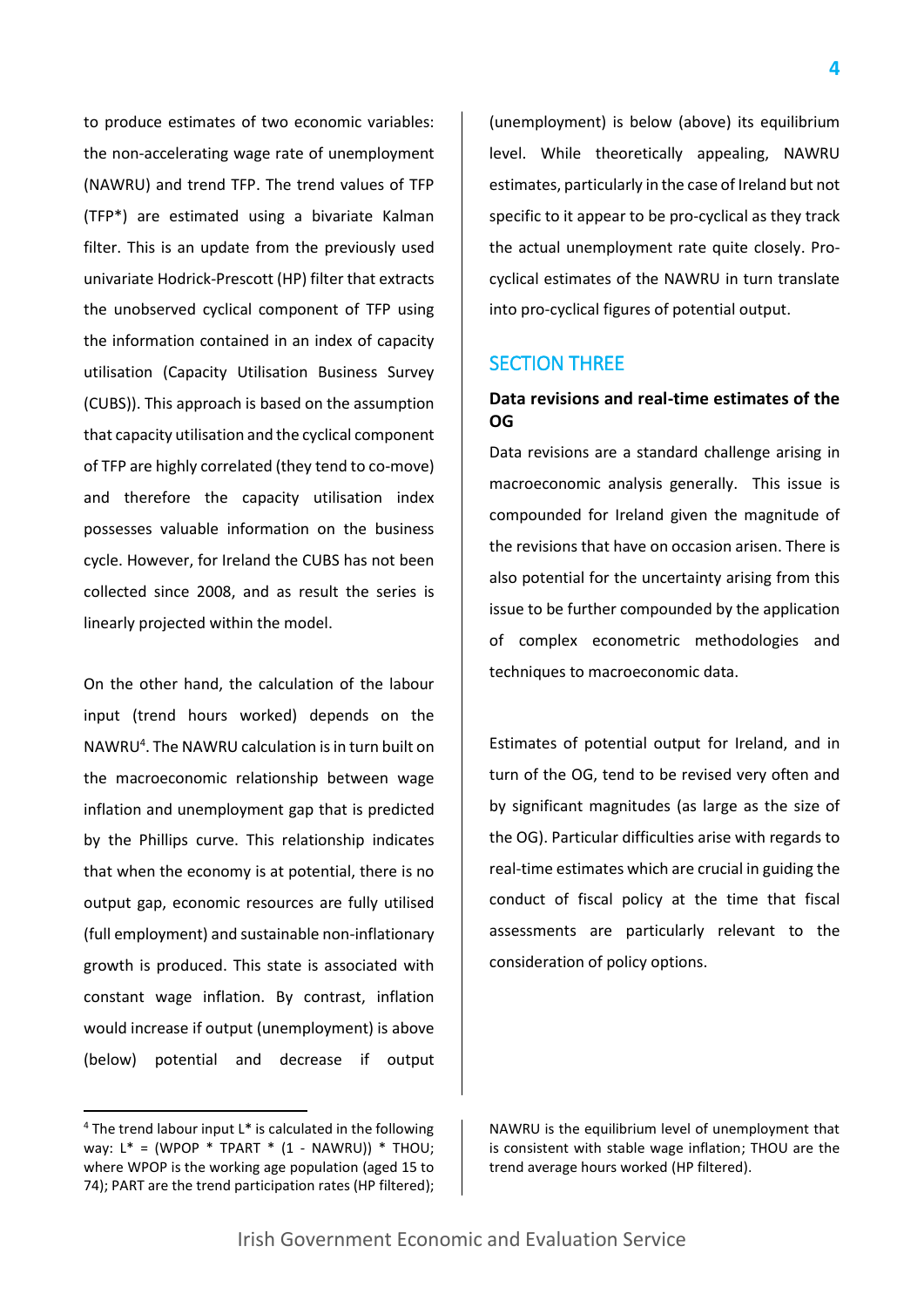to produce estimates of two economic variables: the non-accelerating wage rate of unemployment (NAWRU) and trend TFP. The trend values of TFP (TFP*) are estimated using a bivariate Kalman filter. This is an update from the previously used univariate Hodrick-Prescott (HP) filter that extracts the unobserved cyclical component of TFP using the information contained in an index of capacity utilisation (Capacity Utilisation Business Survey (CUBS)). This approach is based on the assumption that capacity utilisation and the cyclical component of TFP are highly correlated (they tend to co-move) and therefore the capacity utilisation index possesses valuable information on the business cycle. However, for Ireland the CUBS has not been collected since 2008, and as result the series is linearly projected within the model.

On the other hand, the calculation of the labour input (trend hours worked) depends on the NAWRU[4]. The NAWRU calculation is in turn built on the macroeconomic relationship between wage inflation and unemployment gap that is predicted by the Phillips curve. This relationship indicates that when the economy is at potential, there is no output gap, economic resources are fully utilised (full employment) and sustainable non-inflationary growth is produced. This state is associated with constant wage inflation. By contrast, inflation would increase if output (unemployment) is above (below) potential and decrease if output (unemployment) is below (above) its equilibrium level. While theoretically appealing, NAWRU estimates, particularly in the case of Ireland but not specific to it appear to be pro-cyclical as they track the actual unemployment rate quite closely. Pro-cyclical estimates of the NAWRU in turn translate into pro-cyclical figures of potential output.

## SECTION THREE

### Data revisions and real-time estimates of the OG

Data revisions are a standard challenge arising in macroeconomic analysis generally. This issue is compounded for Ireland given the magnitude of the revisions that have on occasion arisen. There is also potential for the uncertainty arising from this issue to be further compounded by the application of complex econometric methodologies and techniques to macroeconomic data.

Estimates of potential output for Ireland, and in turn of the OG, tend to be revised very often and by significant magnitudes (as large as the size of the OG). Particular difficulties arise with regards to real-time estimates which are crucial in guiding the conduct of fiscal policy at the time that fiscal assessments are particularly relevant to the consideration of policy options.

---

[4] The trend labour input L* is calculated in the following way: $L^* = (WPOP * TPART * (1 - NAWRU)) * THOU$; where WPOP is the working age population (aged 15 to 74); PART are the trend participation rates (HP filtered); NAWRU is the equilibrium level of unemployment that is consistent with stable wage inflation; THOU are the trend average hours worked (HP filtered).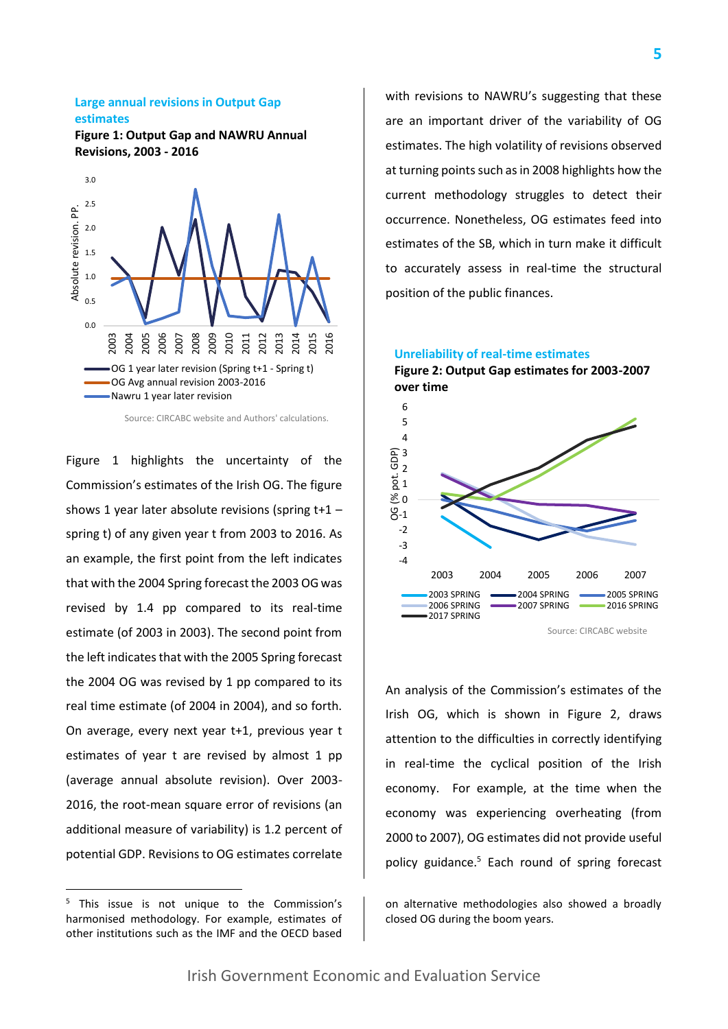**Large annual revisions in Output Gap estimates**

**Figure 1: Output Gap and NAWRU Annual Revisions, 2003 - 2016**

Absolute revision. PP.

3.0
2.5
2.0
1.5
1.0
0.5
0.0

2003 2004 2005 2006 2007 2008 2009 2010 2011 2012 2013 2014 2015 2016

OG 1 year later revision (Spring t+1 - Spring t)
OG Avg annual revision 2003-2016
Nawru 1 year later revision

Source: CIRCABC website and Authors' calculations.

Figure 1 highlights the uncertainty of the Commission's estimates of the Irish OG. The figure shows 1 year later absolute revisions (spring t+1 – spring t) of any given year t from 2003 to 2016. As an example, the first point from the left indicates that with the 2004 Spring forecast the 2003 OG was revised by 1.4 pp compared to its real-time estimate (of 2003 in 2003). The second point from the left indicates that with the 2005 Spring forecast the 2004 OG was revised by 1 pp compared to its real time estimate (of 2004 in 2004), and so forth. On average, every next year t+1, previous year t estimates of year t are revised by almost 1 pp (average annual absolute revision). Over 2003-2016, the root-mean square error of revisions (an additional measure of variability) is 1.2 percent of potential GDP. Revisions to OG estimates correlate with revisions to NAWRU's suggesting that these are an important driver of the variability of OG estimates. The high volatility of revisions observed at turning points such as in 2008 highlights how the current methodology struggles to detect their occurrence. Nonetheless, OG estimates feed into estimates of the SB, which in turn make it difficult to accurately assess in real-time the structural position of the public finances.

**Unreliability of real-time estimates**

**Figure 2: Output Gap estimates for 2003-2007 over time**

OG (% pot. GDP)

6
5
4
3
2
1
0
-1
-2
-3
-4

2003 2004 2005 2006 2007

2003 SPRING
2004 SPRING
2005 SPRING
2006 SPRING
2007 SPRING
2016 SPRING
2017 SPRING

Source: CIRCABC website

An analysis of the Commission's estimates of the Irish OG, which is shown in Figure 2, draws attention to the difficulties in correctly identifying in real-time the cyclical position of the Irish economy. For example, at the time when the economy was experiencing overheating (from 2000 to 2007), OG estimates did not provide useful policy guidance.[5] Each round of spring forecast

[5] This issue is not unique to the Commission's harmonised methodology. For example, estimates of other institutions such as the IMF and the OECD based on alternative methodologies also showed a broadly closed OG during the boom years.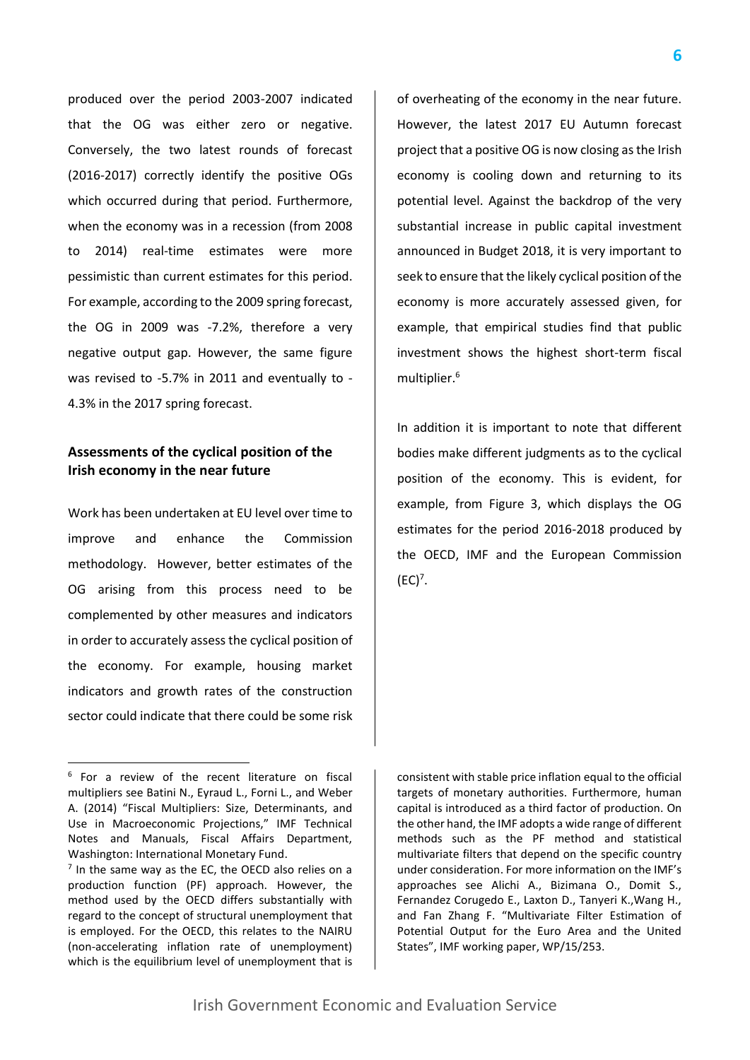produced over the period 2003-2007 indicated that the OG was either zero or negative. Conversely, the two latest rounds of forecast (2016-2017) correctly identify the positive OGs which occurred during that period. Furthermore, when the economy was in a recession (from 2008 to 2014) real-time estimates were more pessimistic than current estimates for this period. For example, according to the 2009 spring forecast, the OG in 2009 was -7.2%, therefore a very negative output gap. However, the same figure was revised to -5.7% in 2011 and eventually to -4.3% in the 2017 spring forecast.

## Assessments of the cyclical position of the Irish economy in the near future

Work has been undertaken at EU level over time to improve and enhance the Commission methodology. However, better estimates of the OG arising from this process need to be complemented by other measures and indicators in order to accurately assess the cyclical position of the economy. For example, housing market indicators and growth rates of the construction sector could indicate that there could be some risk of overheating of the economy in the near future. However, the latest 2017 EU Autumn forecast project that a positive OG is now closing as the Irish economy is cooling down and returning to its potential level. Against the backdrop of the very substantial increase in public capital investment announced in Budget 2018, it is very important to seek to ensure that the likely cyclical position of the economy is more accurately assessed given, for example, that empirical studies find that public investment shows the highest short-term fiscal multiplier.[6]

In addition it is important to note that different bodies make different judgments as to the cyclical position of the economy. This is evident, for example, from Figure 3, which displays the OG estimates for the period 2016-2018 produced by the OECD, IMF and the European Commission (EC)[7].

---

[6] For a review of the recent literature on fiscal multipliers see Batini N., Eyraud L., Forni L., and Weber A. (2014) "Fiscal Multipliers: Size, Determinants, and Use in Macroeconomic Projections," IMF Technical Notes and Manuals, Fiscal Affairs Department, Washington: International Monetary Fund.

[7] In the same way as the EC, the OECD also relies on a production function (PF) approach. However, the method used by the OECD differs substantially with regard to the concept of structural unemployment that is employed. For the OECD, this relates to the NAIRU (non-accelerating inflation rate of unemployment) which is the equilibrium level of unemployment that is consistent with stable price inflation equal to the official targets of monetary authorities. Furthermore, human capital is introduced as a third factor of production. On the other hand, the IMF adopts a wide range of different methods such as the PF method and statistical multivariate filters that depend on the specific country under consideration. For more information on the IMF's approaches see Alichi A., Bizimana O., Domit S., Fernandez Corugedo E., Laxton D., Tanyeri K.,Wang H., and Fan Zhang F. "Multivariate Filter Estimation of Potential Output for the Euro Area and the United States", IMF working paper, WP/15/253.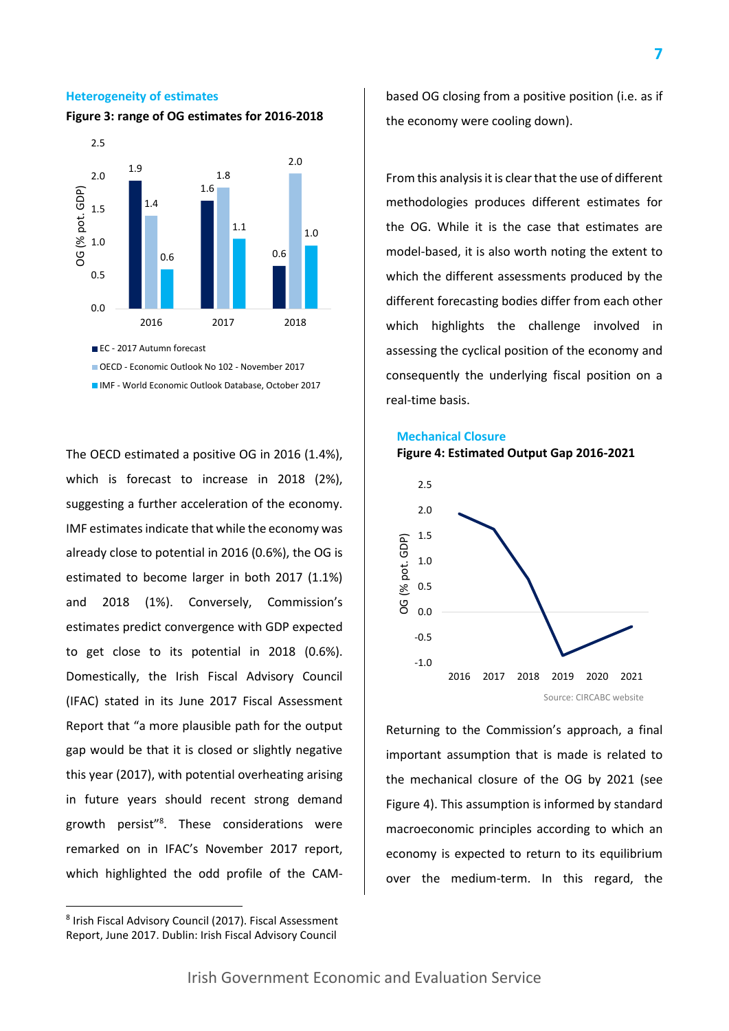### Heterogeneity of estimates

**Figure 3: range of OG estimates for 2016-2018**

OG (% pot. GDP)

2.5
2.0
1.5
1.0
0.5
0.0

1.9 1.4 0.6
1.6 1.8 1.1
0.6 2.0 1.0

2016 2017 2018

EC - 2017 Autumn forecast
OECD - Economic Outlook No 102 - November 2017
IMF - World Economic Outlook Database, October 2017

The OECD estimated a positive OG in 2016 (1.4%), which is forecast to increase in 2018 (2%), suggesting a further acceleration of the economy. IMF estimates indicate that while the economy was already close to potential in 2016 (0.6%), the OG is estimated to become larger in both 2017 (1.1%) and 2018 (1%). Conversely, Commission's estimates predict convergence with GDP expected to get close to its potential in 2018 (0.6%). Domestically, the Irish Fiscal Advisory Council (IFAC) stated in its June 2017 Fiscal Assessment Report that "a more plausible path for the output gap would be that it is closed or slightly negative this year (2017), with potential overheating arising in future years should recent strong demand growth persist"[8]. These considerations were remarked on in IFAC's November 2017 report, which highlighted the odd profile of the CAM-based OG closing from a positive position (i.e. as if the economy were cooling down).

From this analysis it is clear that the use of different methodologies produces different estimates for the OG. While it is the case that estimates are model-based, it is also worth noting the extent to which the different assessments produced by the different forecasting bodies differ from each other which highlights the challenge involved in assessing the cyclical position of the economy and consequently the underlying fiscal position on a real-time basis.

### Mechanical Closure

**Figure 4: Estimated Output Gap 2016-2021**

OG (% pot. GDP)

2.5
2.0
1.5
1.0
0.5
0.0
-0.5
-1.0

2016 2017 2018 2019 2020 2021

Source: CIRCABC website

Returning to the Commission's approach, a final important assumption that is made is related to the mechanical closure of the OG by 2021 (see Figure 4). This assumption is informed by standard macroeconomic principles according to which an economy is expected to return to its equilibrium over the medium-term. In this regard, the

[8] Irish Fiscal Advisory Council (2017). Fiscal Assessment Report, June 2017. Dublin: Irish Fiscal Advisory Council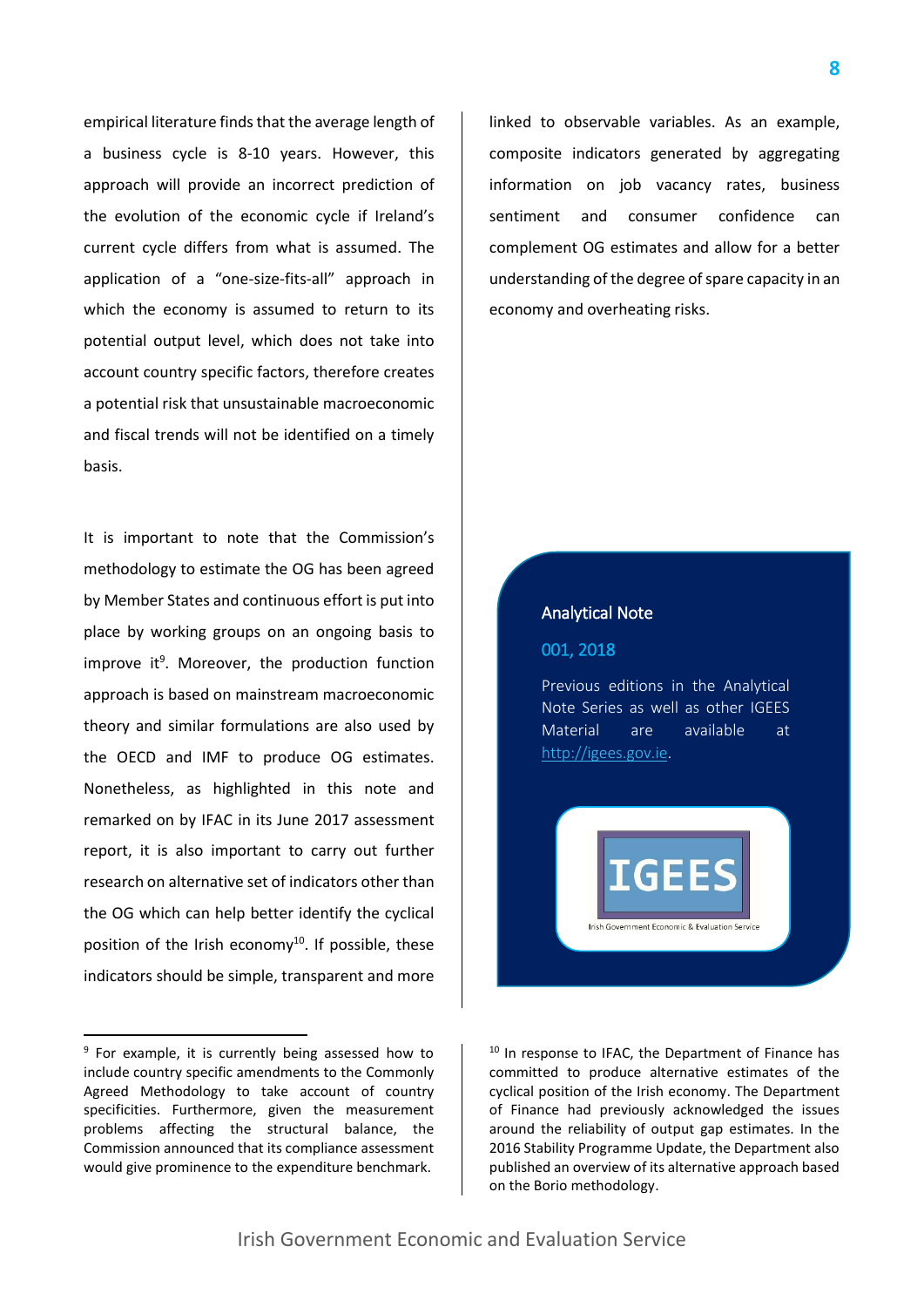empirical literature finds that the average length of a business cycle is 8-10 years. However, this approach will provide an incorrect prediction of the evolution of the economic cycle if Ireland's current cycle differs from what is assumed. The application of a "one-size-fits-all" approach in which the economy is assumed to return to its potential output level, which does not take into account country specific factors, therefore creates a potential risk that unsustainable macroeconomic and fiscal trends will not be identified on a timely basis.

It is important to note that the Commission's methodology to estimate the OG has been agreed by Member States and continuous effort is put into place by working groups on an ongoing basis to improve it[9]. Moreover, the production function approach is based on mainstream macroeconomic theory and similar formulations are also used by the OECD and IMF to produce OG estimates. Nonetheless, as highlighted in this note and remarked on by IFAC in its June 2017 assessment report, it is also important to carry out further research on alternative set of indicators other than the OG which can help better identify the cyclical position of the Irish economy[10]. If possible, these indicators should be simple, transparent and more linked to observable variables. As an example, composite indicators generated by aggregating information on job vacancy rates, business sentiment and consumer confidence can complement OG estimates and allow for a better understanding of the degree of spare capacity in an economy and overheating risks.

Analytical Note

001, 2018

Previous editions in the Analytical Note Series as well as other IGEES Material are available at http://igees.gov.ie.

IGEES

Irish Government Economic & Evaluation Service

---

[9] For example, it is currently being assessed how to include country specific amendments to the Commonly Agreed Methodology to take account of country specificities. Furthermore, given the measurement problems affecting the structural balance, the Commission announced that its compliance assessment would give prominence to the expenditure benchmark.

[10] In response to IFAC, the Department of Finance has committed to produce alternative estimates of the cyclical position of the Irish economy. The Department of Finance had previously acknowledged the issues around the reliability of output gap estimates. In the 2016 Stability Programme Update, the Department also published an overview of its alternative approach based on the Borio methodology.